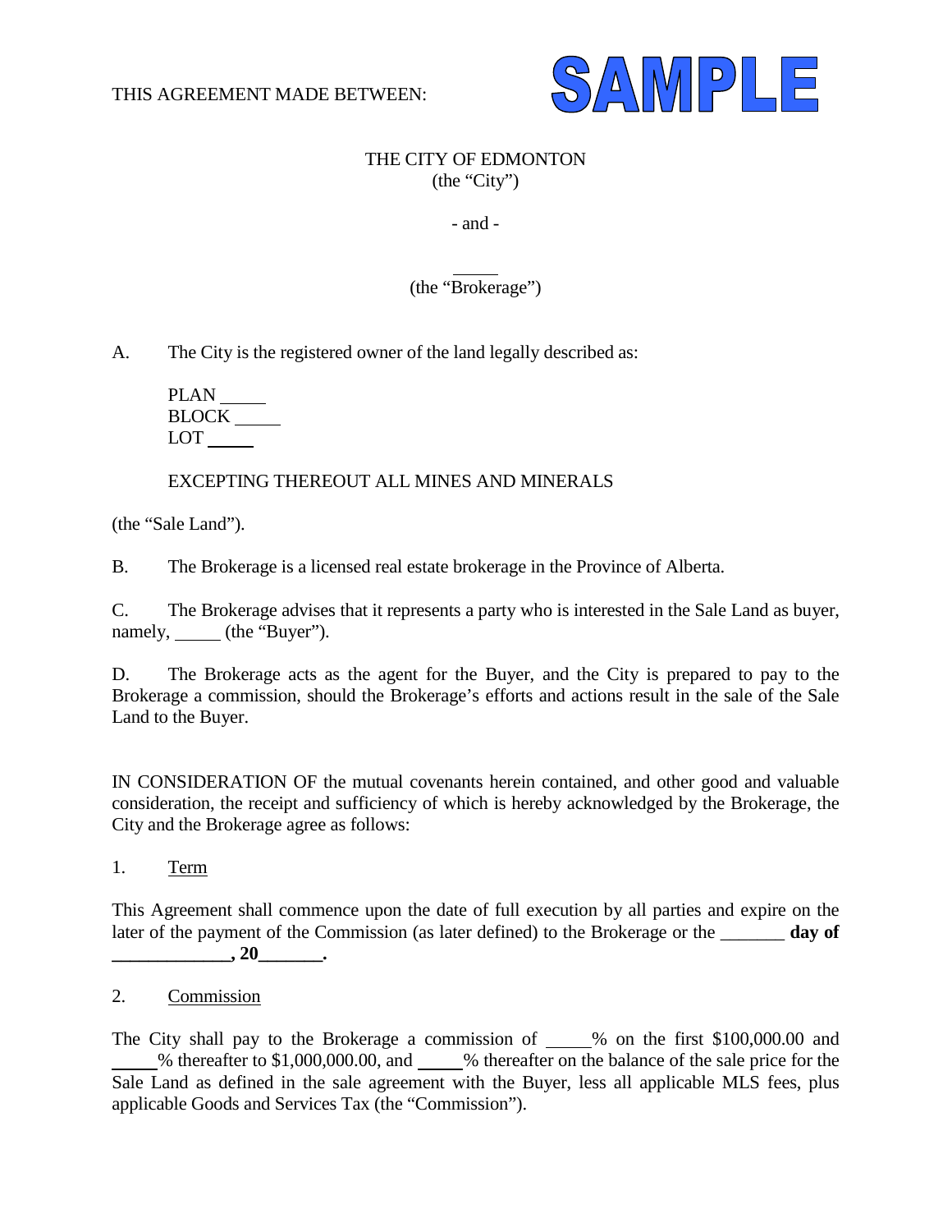THIS AGREEMENT MADE BETWEEN:

**SAMPLE**

THE CITY OF EDMONTON
(the "City")

- and -

_____
(the "Brokerage")

A. The City is the registered owner of the land legally described as:

PLAN _____
BLOCK _____
LOT _____

EXCEPTING THEREOUT ALL MINES AND MINERALS

(the "Sale Land").

B. The Brokerage is a licensed real estate brokerage in the Province of Alberta.

C. The Brokerage advises that it represents a party who is interested in the Sale Land as buyer, namely, _____ (the "Buyer").

D. The Brokerage acts as the agent for the Buyer, and the City is prepared to pay to the Brokerage a commission, should the Brokerage's efforts and actions result in the sale of the Sale Land to the Buyer.

IN CONSIDERATION OF the mutual covenants herein contained, and other good and valuable consideration, the receipt and sufficiency of which is hereby acknowledged by the Brokerage, the City and the Brokerage agree as follows:

1. Term

This Agreement shall commence upon the date of full execution by all parties and expire on the later of the payment of the Commission (as later defined) to the Brokerage or the _______ **day of _____________, 20_______.**

2. Commission

The City shall pay to the Brokerage a commission of _____% on the first $100,000.00 and _____% thereafter to $1,000,000.00, and _____% thereafter on the balance of the sale price for the Sale Land as defined in the sale agreement with the Buyer, less all applicable MLS fees, plus applicable Goods and Services Tax (the "Commission").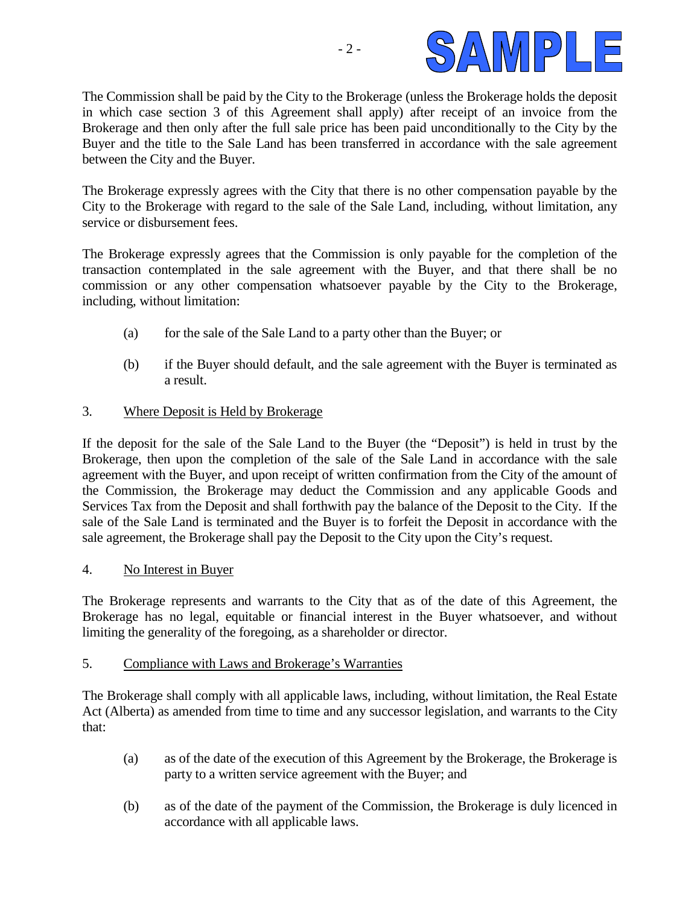The Commission shall be paid by the City to the Brokerage (unless the Brokerage holds the deposit in which case section 3 of this Agreement shall apply) after receipt of an invoice from the Brokerage and then only after the full sale price has been paid unconditionally to the City by the Buyer and the title to the Sale Land has been transferred in accordance with the sale agreement between the City and the Buyer.

The Brokerage expressly agrees with the City that there is no other compensation payable by the City to the Brokerage with regard to the sale of the Sale Land, including, without limitation, any service or disbursement fees.

The Brokerage expressly agrees that the Commission is only payable for the completion of the transaction contemplated in the sale agreement with the Buyer, and that there shall be no commission or any other compensation whatsoever payable by the City to the Brokerage, including, without limitation:

(a) for the sale of the Sale Land to a party other than the Buyer; or

(b) if the Buyer should default, and the sale agreement with the Buyer is terminated as a result.

3. <u>Where Deposit is Held by Brokerage</u>

If the deposit for the sale of the Sale Land to the Buyer (the "Deposit") is held in trust by the Brokerage, then upon the completion of the sale of the Sale Land in accordance with the sale agreement with the Buyer, and upon receipt of written confirmation from the City of the amount of the Commission, the Brokerage may deduct the Commission and any applicable Goods and Services Tax from the Deposit and shall forthwith pay the balance of the Deposit to the City. If the sale of the Sale Land is terminated and the Buyer is to forfeit the Deposit in accordance with the sale agreement, the Brokerage shall pay the Deposit to the City upon the City's request.

4. <u>No Interest in Buyer</u>

The Brokerage represents and warrants to the City that as of the date of this Agreement, the Brokerage has no legal, equitable or financial interest in the Buyer whatsoever, and without limiting the generality of the foregoing, as a shareholder or director.

5. <u>Compliance with Laws and Brokerage's Warranties</u>

The Brokerage shall comply with all applicable laws, including, without limitation, the Real Estate Act (Alberta) as amended from time to time and any successor legislation, and warrants to the City that:

(a) as of the date of the execution of this Agreement by the Brokerage, the Brokerage is party to a written service agreement with the Buyer; and

(b) as of the date of the payment of the Commission, the Brokerage is duly licenced in accordance with all applicable laws.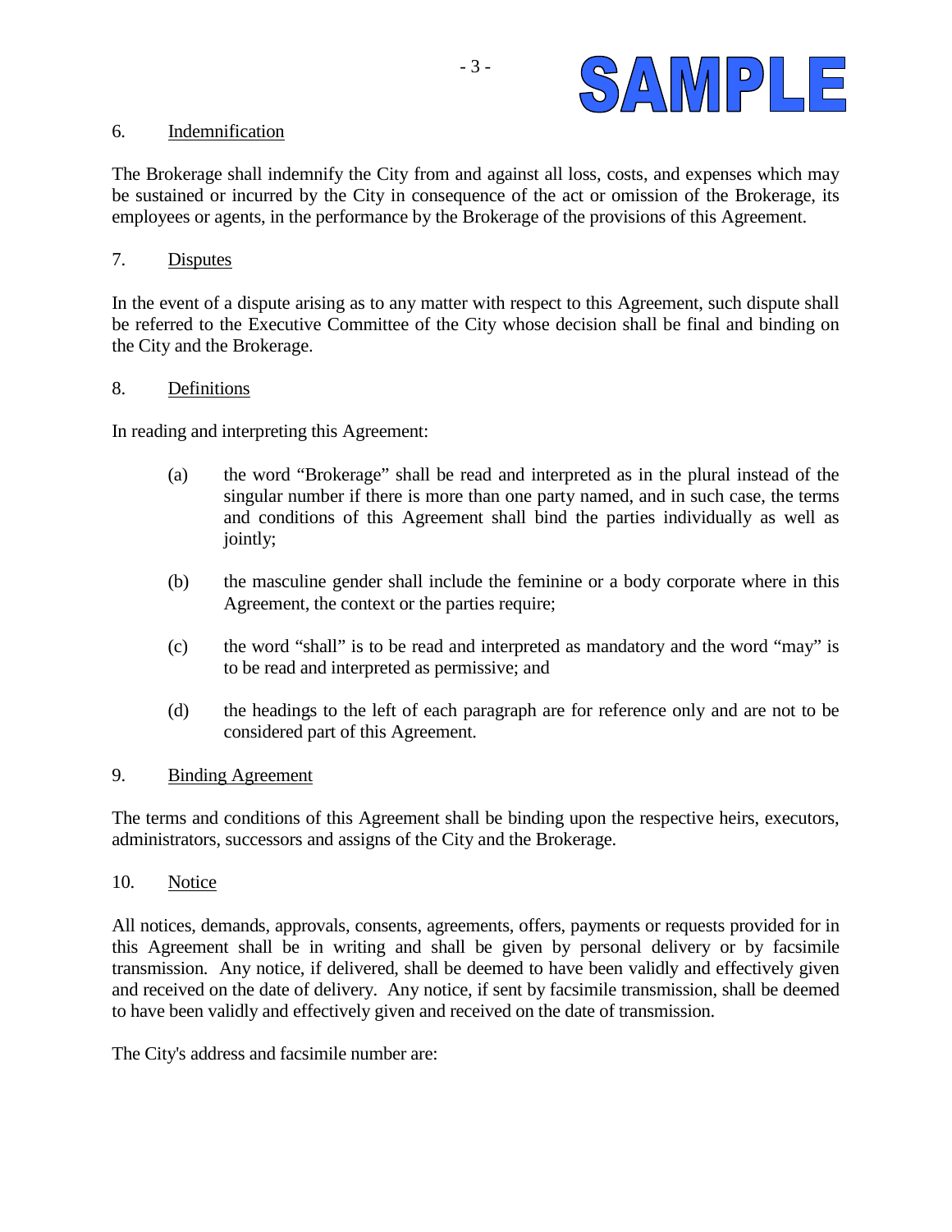6. Indemnification

The Brokerage shall indemnify the City from and against all loss, costs, and expenses which may be sustained or incurred by the City in consequence of the act or omission of the Brokerage, its employees or agents, in the performance by the Brokerage of the provisions of this Agreement.

7. Disputes

In the event of a dispute arising as to any matter with respect to this Agreement, such dispute shall be referred to the Executive Committee of the City whose decision shall be final and binding on the City and the Brokerage.

8. Definitions

In reading and interpreting this Agreement:

(a) the word "Brokerage" shall be read and interpreted as in the plural instead of the singular number if there is more than one party named, and in such case, the terms and conditions of this Agreement shall bind the parties individually as well as jointly;

(b) the masculine gender shall include the feminine or a body corporate where in this Agreement, the context or the parties require;

(c) the word "shall" is to be read and interpreted as mandatory and the word "may" is to be read and interpreted as permissive; and

(d) the headings to the left of each paragraph are for reference only and are not to be considered part of this Agreement.

9. Binding Agreement

The terms and conditions of this Agreement shall be binding upon the respective heirs, executors, administrators, successors and assigns of the City and the Brokerage.

10. Notice

All notices, demands, approvals, consents, agreements, offers, payments or requests provided for in this Agreement shall be in writing and shall be given by personal delivery or by facsimile transmission. Any notice, if delivered, shall be deemed to have been validly and effectively given and received on the date of delivery. Any notice, if sent by facsimile transmission, shall be deemed to have been validly and effectively given and received on the date of transmission.

The City's address and facsimile number are: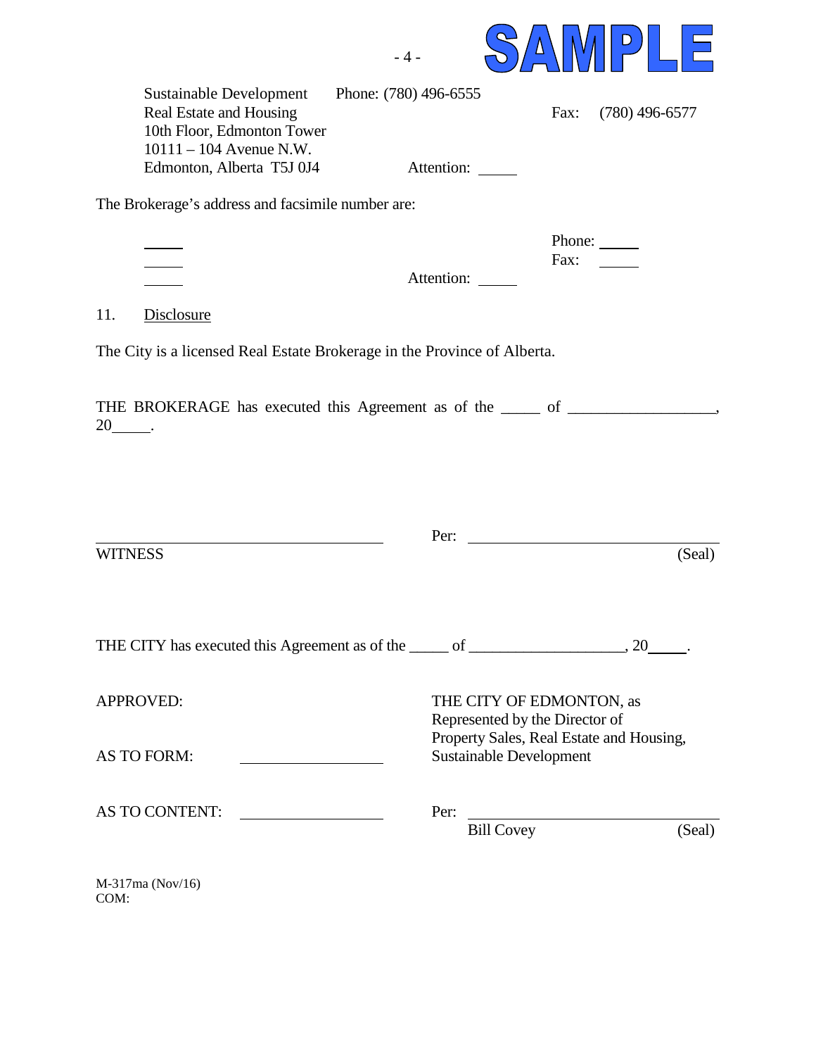Sustainable Development
Real Estate and Housing
10th Floor, Edmonton Tower
10111 – 104 Avenue N.W.
Edmonton, Alberta T5J 0J4

Phone: (780) 496-6555
Fax: (780) 496-6577
Attention: _____

The Brokerage's address and facsimile number are:

_____
_____
_____

Phone: _____
Fax: _____
Attention: _____

11. Disclosure

The City is a licensed Real Estate Brokerage in the Province of Alberta.

THE BROKERAGE has executed this Agreement as of the _____ of __________________, 20_____.

_________________________________
WITNESS

Per: _________________________________ (Seal)

THE CITY has executed this Agreement as of the _____ of ___________________, 20_____.

APPROVED:

AS TO FORM: ___________________

AS TO CONTENT: ___________________

THE CITY OF EDMONTON, as Represented by the Director of Property Sales, Real Estate and Housing, Sustainable Development

Per: _________________________________ (Seal)
Bill Covey

M-317ma (Nov/16)
COM: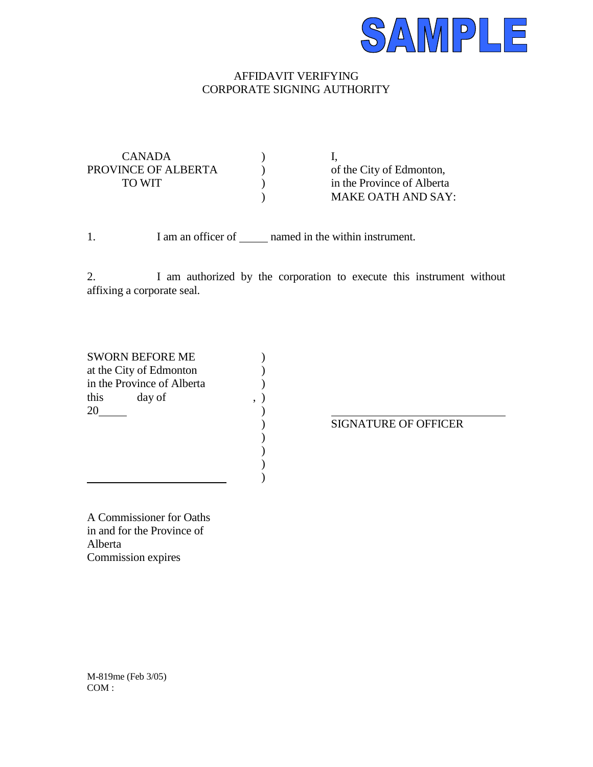SAMPLE

AFFIDAVIT VERIFYING
CORPORATE SIGNING AUTHORITY

| | | |
|---|---|---|
| CANADA | ) | I, |
| PROVINCE OF ALBERTA | ) | of the City of Edmonton, |
| TO WIT | ) | in the Province of Alberta |
| | ) | MAKE OATH AND SAY: |

1. I am an officer of _____ named in the within instrument.

2. I am authorized by the corporation to execute this instrument without affixing a corporate seal.

| | | |
|---|---|---|
| SWORN BEFORE ME | ) | |
| at the City of Edmonton | ) | |
| in the Province of Alberta | ) | |
| this day of , | ) | |
| 20_____ | ) | ______________________________ |
| | ) | SIGNATURE OF OFFICER |
| | ) | |
| | ) | |
| | ) | |
| ______________________________ | ) | |

A Commissioner for Oaths
in and for the Province of
Alberta
Commission expires

M-819me (Feb 3/05)
COM :